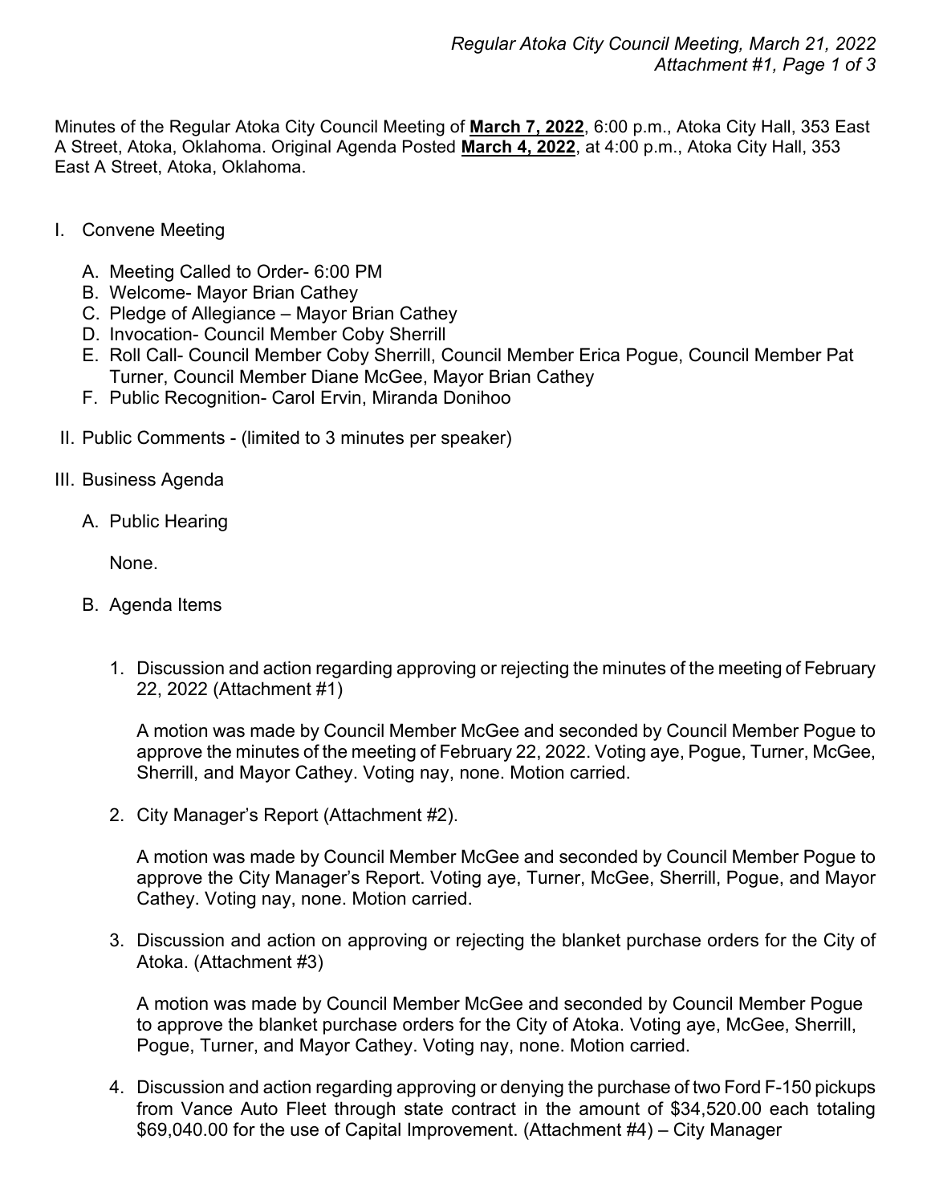Minutes of the Regular Atoka City Council Meeting of **March 7, 2022**, 6:00 p.m., Atoka City Hall, 353 East A Street, Atoka, Oklahoma. Original Agenda Posted **March 4, 2022**, at 4:00 p.m., Atoka City Hall, 353 East A Street, Atoka, Oklahoma.

I. Convene Meeting

   A. Meeting Called to Order- 6:00 PM
   B. Welcome- Mayor Brian Cathey
   C. Pledge of Allegiance – Mayor Brian Cathey
   D. Invocation- Council Member Coby Sherrill
   E. Roll Call- Council Member Coby Sherrill, Council Member Erica Pogue, Council Member Pat Turner, Council Member Diane McGee, Mayor Brian Cathey
   F. Public Recognition- Carol Ervin, Miranda Donihoo

II. Public Comments - (limited to 3 minutes per speaker)

III. Business Agenda

   A. Public Hearing

      None.

   B. Agenda Items

      1. Discussion and action regarding approving or rejecting the minutes of the meeting of February 22, 2022 (Attachment #1)

         A motion was made by Council Member McGee and seconded by Council Member Pogue to approve the minutes of the meeting of February 22, 2022. Voting aye, Pogue, Turner, McGee, Sherrill, and Mayor Cathey. Voting nay, none. Motion carried.

      2. City Manager's Report (Attachment #2).

         A motion was made by Council Member McGee and seconded by Council Member Pogue to approve the City Manager's Report. Voting aye, Turner, McGee, Sherrill, Pogue, and Mayor Cathey. Voting nay, none. Motion carried.

      3. Discussion and action on approving or rejecting the blanket purchase orders for the City of Atoka. (Attachment #3)

         A motion was made by Council Member McGee and seconded by Council Member Pogue to approve the blanket purchase orders for the City of Atoka. Voting aye, McGee, Sherrill, Pogue, Turner, and Mayor Cathey. Voting nay, none. Motion carried.

      4. Discussion and action regarding approving or denying the purchase of two Ford F-150 pickups from Vance Auto Fleet through state contract in the amount of $34,520.00 each totaling $69,040.00 for the use of Capital Improvement. (Attachment #4) – City Manager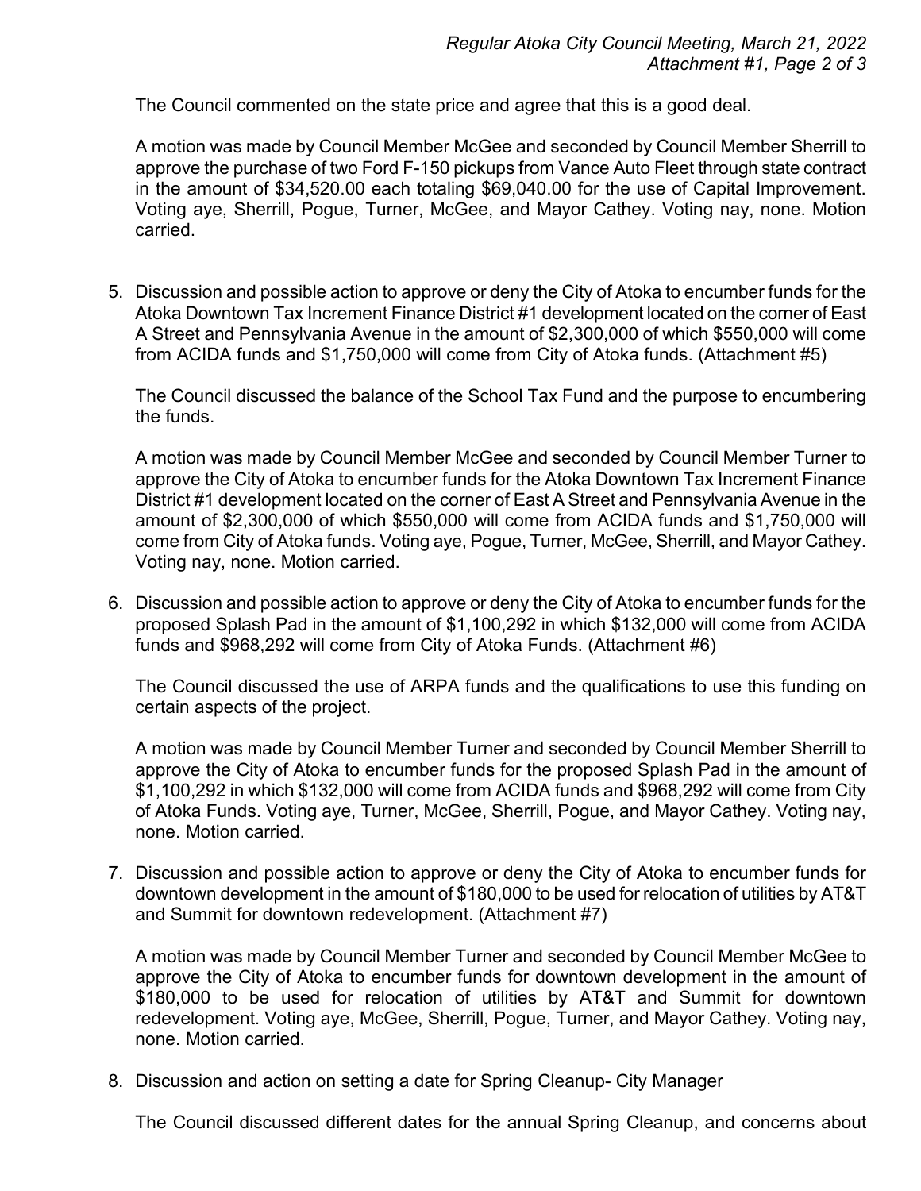The Council commented on the state price and agree that this is a good deal.

A motion was made by Council Member McGee and seconded by Council Member Sherrill to approve the purchase of two Ford F-150 pickups from Vance Auto Fleet through state contract in the amount of $34,520.00 each totaling $69,040.00 for the use of Capital Improvement. Voting aye, Sherrill, Pogue, Turner, McGee, and Mayor Cathey. Voting nay, none. Motion carried.

5. Discussion and possible action to approve or deny the City of Atoka to encumber funds for the Atoka Downtown Tax Increment Finance District #1 development located on the corner of East A Street and Pennsylvania Avenue in the amount of $2,300,000 of which $550,000 will come from ACIDA funds and $1,750,000 will come from City of Atoka funds. (Attachment #5)

   The Council discussed the balance of the School Tax Fund and the purpose to encumbering the funds.

   A motion was made by Council Member McGee and seconded by Council Member Turner to approve the City of Atoka to encumber funds for the Atoka Downtown Tax Increment Finance District #1 development located on the corner of East A Street and Pennsylvania Avenue in the amount of $2,300,000 of which $550,000 will come from ACIDA funds and $1,750,000 will come from City of Atoka funds. Voting aye, Pogue, Turner, McGee, Sherrill, and Mayor Cathey. Voting nay, none. Motion carried.

6. Discussion and possible action to approve or deny the City of Atoka to encumber funds for the proposed Splash Pad in the amount of $1,100,292 in which $132,000 will come from ACIDA funds and $968,292 will come from City of Atoka Funds. (Attachment #6)

   The Council discussed the use of ARPA funds and the qualifications to use this funding on certain aspects of the project.

   A motion was made by Council Member Turner and seconded by Council Member Sherrill to approve the City of Atoka to encumber funds for the proposed Splash Pad in the amount of $1,100,292 in which $132,000 will come from ACIDA funds and $968,292 will come from City of Atoka Funds. Voting aye, Turner, McGee, Sherrill, Pogue, and Mayor Cathey. Voting nay, none. Motion carried.

7. Discussion and possible action to approve or deny the City of Atoka to encumber funds for downtown development in the amount of $180,000 to be used for relocation of utilities by AT&T and Summit for downtown redevelopment. (Attachment #7)

   A motion was made by Council Member Turner and seconded by Council Member McGee to approve the City of Atoka to encumber funds for downtown development in the amount of $180,000 to be used for relocation of utilities by AT&T and Summit for downtown redevelopment. Voting aye, McGee, Sherrill, Pogue, Turner, and Mayor Cathey. Voting nay, none. Motion carried.

8. Discussion and action on setting a date for Spring Cleanup- City Manager

   The Council discussed different dates for the annual Spring Cleanup, and concerns about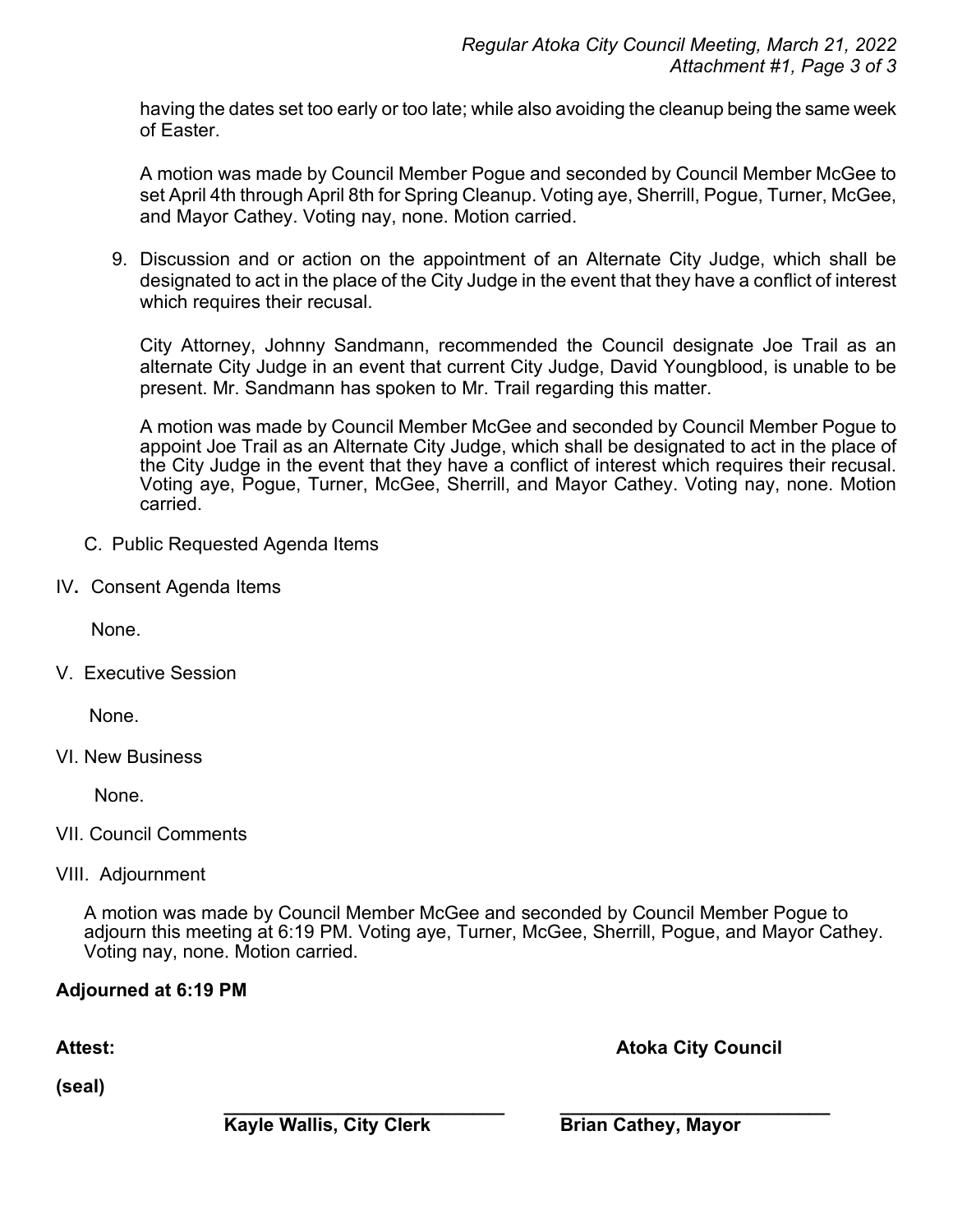having the dates set too early or too late; while also avoiding the cleanup being the same week of Easter.

A motion was made by Council Member Pogue and seconded by Council Member McGee to set April 4th through April 8th for Spring Cleanup. Voting aye, Sherrill, Pogue, Turner, McGee, and Mayor Cathey. Voting nay, none. Motion carried.

9. Discussion and or action on the appointment of an Alternate City Judge, which shall be designated to act in the place of the City Judge in the event that they have a conflict of interest which requires their recusal.

   City Attorney, Johnny Sandmann, recommended the Council designate Joe Trail as an alternate City Judge in an event that current City Judge, David Youngblood, is unable to be present. Mr. Sandmann has spoken to Mr. Trail regarding this matter.

   A motion was made by Council Member McGee and seconded by Council Member Pogue to appoint Joe Trail as an Alternate City Judge, which shall be designated to act in the place of the City Judge in the event that they have a conflict of interest which requires their recusal. Voting aye, Pogue, Turner, McGee, Sherrill, and Mayor Cathey. Voting nay, none. Motion carried.

C. Public Requested Agenda Items

IV. Consent Agenda Items

None.

V. Executive Session

None.

VI. New Business

None.

VII. Council Comments

VIII. Adjournment

A motion was made by Council Member McGee and seconded by Council Member Pogue to adjourn this meeting at 6:19 PM. Voting aye, Turner, McGee, Sherrill, Pogue, and Mayor Cathey. Voting nay, none. Motion carried.

**Adjourned at 6:19 PM**

**Attest:** **Atoka City Council**

**(seal)**

\_\_\_\_\_\_\_\_\_\_\_\_\_\_\_\_\_\_\_\_\_\_\_\_\_\_\_\_ \_\_\_\_\_\_\_\_\_\_\_\_\_\_\_\_\_\_\_\_\_\_\_\_\_\_\_\_

**Kayle Wallis, City Clerk** **Brian Cathey, Mayor**